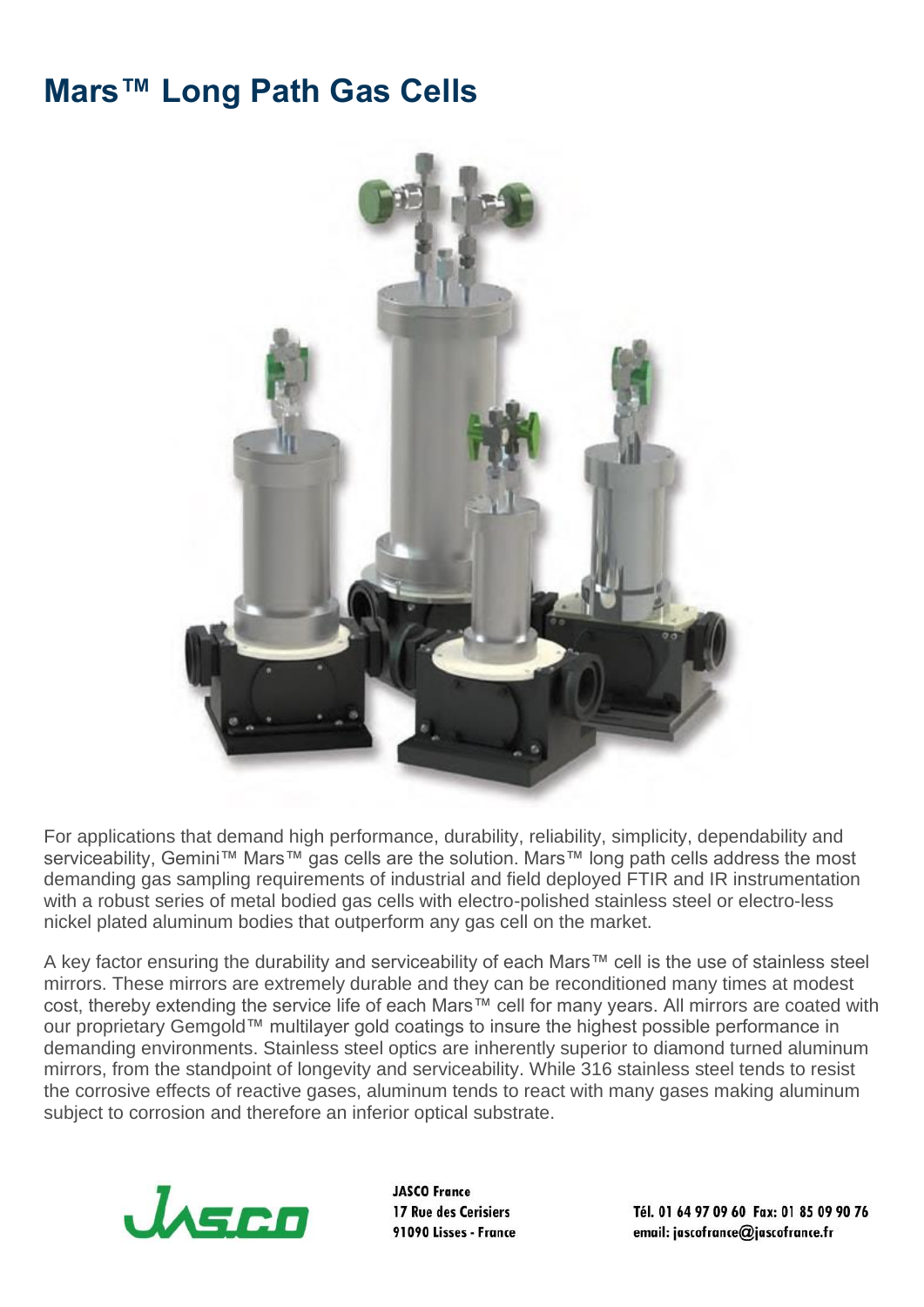# Mars™ Long Path Gas Cells

For applications that demand high performance, durability, reliability, simplicity, dependability and serviceability, Gemini™ Mars™ gas cells are the solution. Mars™ long path cells address the most demanding gas sampling requirements of industrial and field deployed FTIR and IR instrumentation with a robust series of metal bodied gas cells with electro-polished stainless steel or electro-less nickel plated aluminum bodies that outperform any gas cell on the market.

A key factor ensuring the durability and serviceability of each Mars™ cell is the use of stainless steel mirrors. These mirrors are extremely durable and they can be reconditioned many times at modest cost, thereby extending the service life of each Mars™ cell for many years. All mirrors are coated with our proprietary Gemgold™ multilayer gold coatings to insure the highest possible performance in demanding environments. Stainless steel optics are inherently superior to diamond turned aluminum mirrors, from the standpoint of longevity and serviceability. While 316 stainless steel tends to resist the corrosive effects of reactive gases, aluminum tends to react with many gases making aluminum subject to corrosion and therefore an inferior optical substrate.

JASCO France
17 Rue des Cerisiers
91090 Lisses - France

Tél. 01 64 97 09 60 Fax: 01 85 09 90 76
email: jascofrance@jascofrance.fr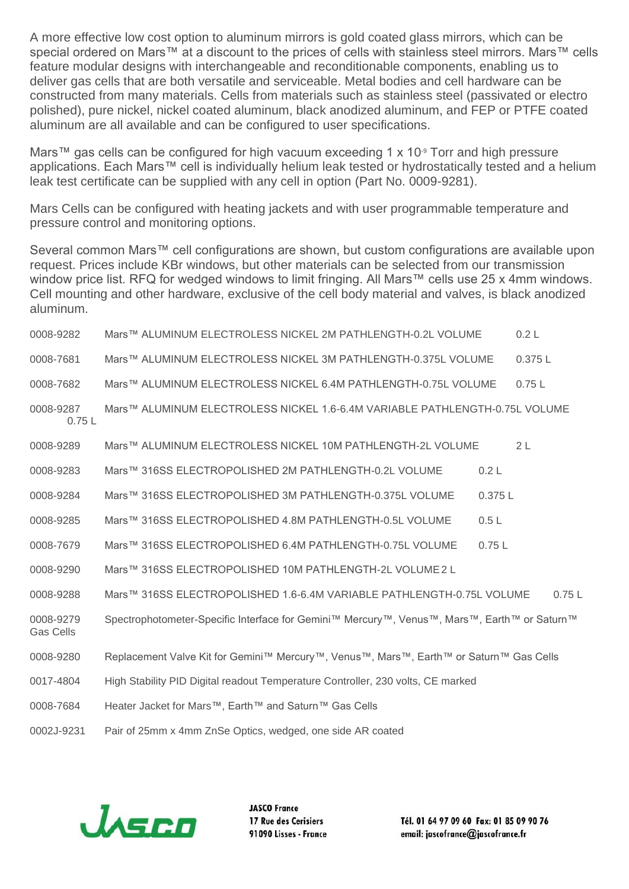A more effective low cost option to aluminum mirrors is gold coated glass mirrors, which can be special ordered on Mars™ at a discount to the prices of cells with stainless steel mirrors. Mars™ cells feature modular designs with interchangeable and reconditionable components, enabling us to deliver gas cells that are both versatile and serviceable. Metal bodies and cell hardware can be constructed from many materials. Cells from materials such as stainless steel (passivated or electro polished), pure nickel, nickel coated aluminum, black anodized aluminum, and FEP or PTFE coated aluminum are all available and can be configured to user specifications.

Mars™ gas cells can be configured for high vacuum exceeding 1 x $10^{-9}$ Torr and high pressure applications. Each Mars™ cell is individually helium leak tested or hydrostatically tested and a helium leak test certificate can be supplied with any cell in option (Part No. 0009-9281).

Mars Cells can be configured with heating jackets and with user programmable temperature and pressure control and monitoring options.

Several common Mars™ cell configurations are shown, but custom configurations are available upon request. Prices include KBr windows, but other materials can be selected from our transmission window price list. RFQ for wedged windows to limit fringing. All Mars™ cells use 25 x 4mm windows. Cell mounting and other hardware, exclusive of the cell body material and valves, is black anodized aluminum.

| | | |
|---|---|---|
| 0008-9282 | Mars™ ALUMINUM ELECTROLESS NICKEL 2M PATHLENGTH-0.2L VOLUME | 0.2 L |
| 0008-7681 | Mars™ ALUMINUM ELECTROLESS NICKEL 3M PATHLENGTH-0.375L VOLUME | 0.375 L |
| 0008-7682 | Mars™ ALUMINUM ELECTROLESS NICKEL 6.4M PATHLENGTH-0.75L VOLUME | 0.75 L |
| 0008-9287 | Mars™ ALUMINUM ELECTROLESS NICKEL 1.6-6.4M VARIABLE PATHLENGTH-0.75L VOLUME | 0.75 L |
| 0008-9289 | Mars™ ALUMINUM ELECTROLESS NICKEL 10M PATHLENGTH-2L VOLUME | 2 L |
| 0008-9283 | Mars™ 316SS ELECTROPOLISHED 2M PATHLENGTH-0.2L VOLUME | 0.2 L |
| 0008-9284 | Mars™ 316SS ELECTROPOLISHED 3M PATHLENGTH-0.375L VOLUME | 0.375 L |
| 0008-9285 | Mars™ 316SS ELECTROPOLISHED 4.8M PATHLENGTH-0.5L VOLUME | 0.5 L |
| 0008-7679 | Mars™ 316SS ELECTROPOLISHED 6.4M PATHLENGTH-0.75L VOLUME | 0.75 L |
| 0008-9290 | Mars™ 316SS ELECTROPOLISHED 10M PATHLENGTH-2L VOLUME | 2 L |
| 0008-9288 | Mars™ 316SS ELECTROPOLISHED 1.6-6.4M VARIABLE PATHLENGTH-0.75L VOLUME | 0.75 L |
| 0008-9279 | Spectrophotometer-Specific Interface for Gemini™ Mercury™, Venus™, Mars™, Earth™ or Saturn™ Gas Cells | |
| 0008-9280 | Replacement Valve Kit for Gemini™ Mercury™, Venus™, Mars™, Earth™ or Saturn™ Gas Cells | |
| 0017-4804 | High Stability PID Digital readout Temperature Controller, 230 volts, CE marked | |
| 0008-7684 | Heater Jacket for Mars™, Earth™ and Saturn™ Gas Cells | |
| 0002J-9231 | Pair of 25mm x 4mm ZnSe Optics, wedged, one side AR coated | |

JASCO France
17 Rue des Cerisiers
91090 Lisses - France

Tél. 01 64 97 09 60 Fax: 01 85 09 90 76
email: jascofrance@jascofrance.fr